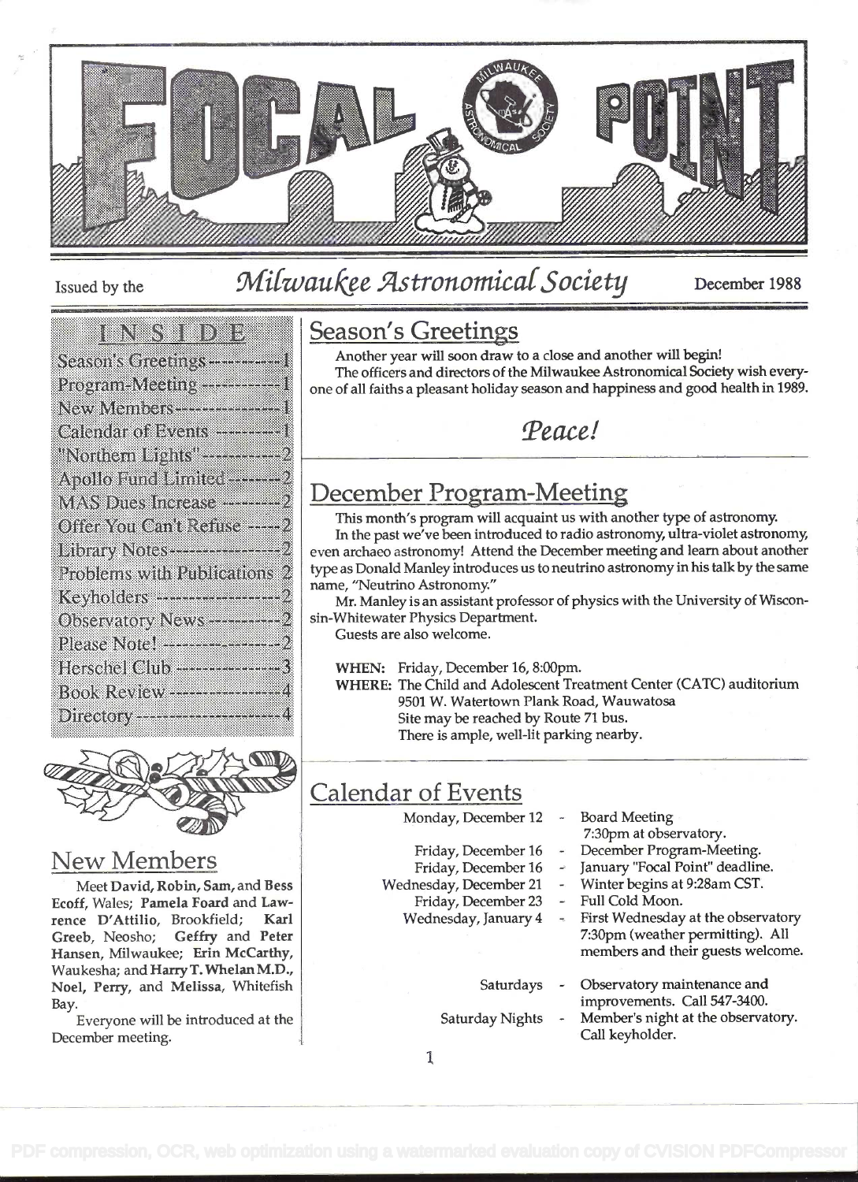# FOCAL POINT

Issued by the *Milwaukee Astronomical Society* December 1988

## INSIDE

- Season's Greetings ---------- 1
- Program-Meeting ------------ 1
- New Members --------------- 1
- Calendar of Events --------- 1
- "Northern Lights" ----------- 2
- Apollo Fund Limited -------- 2
- MAS Dues Increase --------- 2
- Offer You Can't Refuse ----- 2
- Library Notes --------------- 2
- Problems with Publications 2
- Keyholders ------------------ 2
- Observatory News ---------- 2
- Please Note! ---------------- 2
- Herschel Club -------------- 3
- Book Review ---------------- 4
- Directory -------------------- 4

## New Members

Meet **David, Robin, Sam,** and **Bess Ecoff**, Wales; **Pamela Foard** and **Lawrence D'Attilio**, Brookfield; **Karl Greeb**, Neosho; **Geffry** and **Peter Hansen**, Milwaukee; **Erin McCarthy**, Waukesha; and **Harry T. Whelan M.D., Noel, Perry,** and **Melissa**, Whitefish Bay.

Everyone will be introduced at the December meeting.

## Season's Greetings

Another year will soon draw to a close and another will begin!

The officers and directors of the Milwaukee Astronomical Society wish everyone of all faiths a pleasant holiday season and happiness and good health in 1989.

*Peace!*

## December Program-Meeting

This month's program will acquaint us with another type of astronomy.

In the past we've been introduced to radio astronomy, ultra-violet astronomy, even archaeo astronomy! Attend the December meeting and learn about another type as Donald Manley introduces us to neutrino astronomy in his talk by the same name, "Neutrino Astronomy."

Mr. Manley is an assistant professor of physics with the University of Wisconsin-Whitewater Physics Department.

Guests are also welcome.

**WHEN:** Friday, December 16, 8:00pm.
**WHERE:** The Child and Adolescent Treatment Center (CATC) auditorium
9501 W. Watertown Plank Road, Wauwatosa
Site may be reached by Route 71 bus.
There is ample, well-lit parking nearby.

## Calendar of Events

| | | |
|---|---|---|
| Monday, December 12 | - | Board Meeting 7:30pm at observatory. |
| Friday, December 16 | - | December Program-Meeting. |
| Friday, December 16 | - | January "Focal Point" deadline. |
| Wednesday, December 21 | - | Winter begins at 9:28am CST. |
| Friday, December 23 | - | Full Cold Moon. |
| Wednesday, January 4 | - | First Wednesday at the observatory 7:30pm (weather permitting). All members and their guests welcome. |
| Saturdays | - | Observatory maintenance and improvements. Call 547-3400. |
| Saturday Nights | - | Member's night at the observatory. Call keyholder. |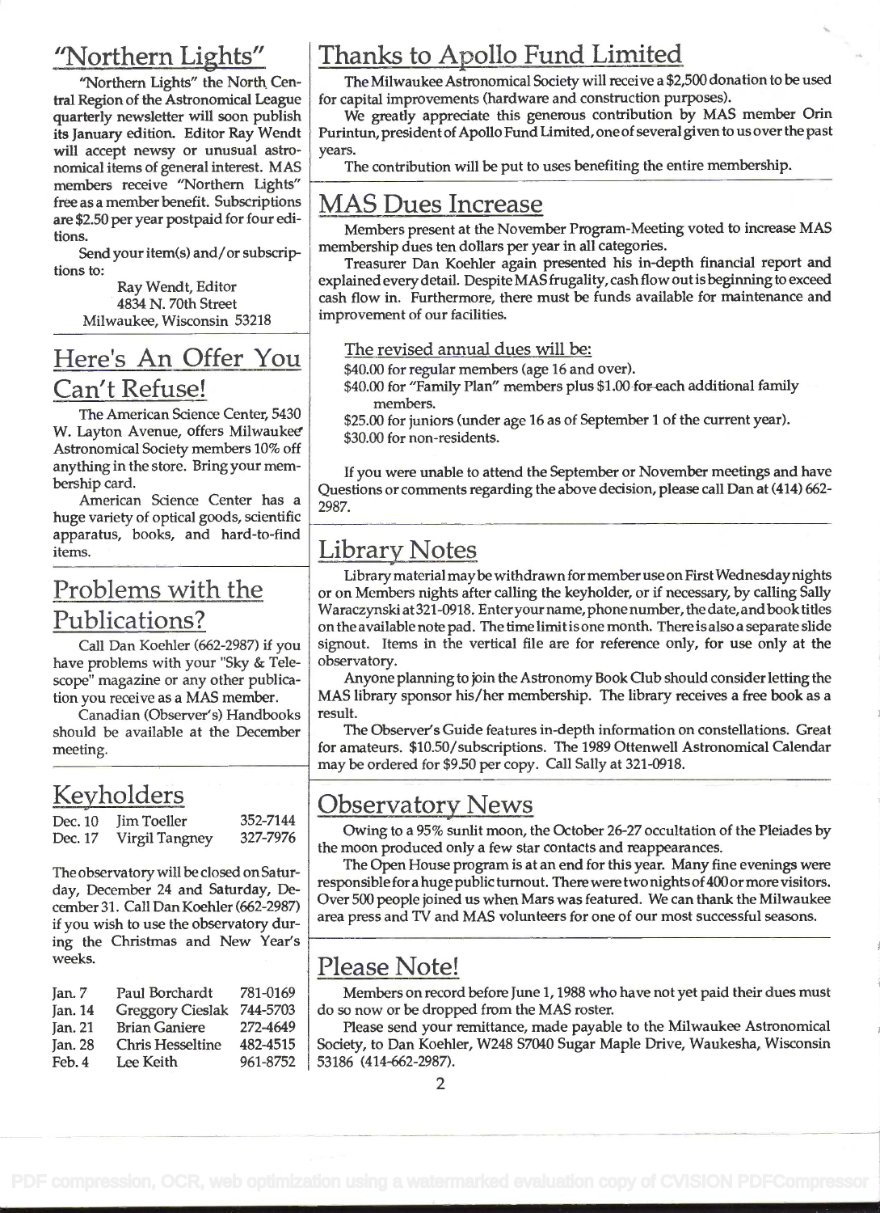## "Northern Lights"

"Northern Lights" the North Central Region of the Astronomical League quarterly newsletter will soon publish its January edition. Editor Ray Wendt will accept newsy or unusual astronomical items of general interest. MAS members receive "Northern Lights" free as a member benefit. Subscriptions are $2.50 per year postpaid for four editions.

Send your item(s) and/or subscriptions to:

Ray Wendt, Editor
4834 N. 70th Street
Milwaukee, Wisconsin 53218

## Here's An Offer You Can't Refuse!

The American Science Center, 5430 W. Layton Avenue, offers Milwaukee Astronomical Society members 10% off anything in the store. Bring your membership card.

American Science Center has a huge variety of optical goods, scientific apparatus, books, and hard-to-find items.

## Problems with the Publications?

Call Dan Koehler (662-2987) if you have problems with your "Sky & Telescope" magazine or any other publication you receive as a MAS member.

Canadian (Observer's) Handbooks should be available at the December meeting.

## Keyholders

| | | |
|---|---|---|
| Dec. 10 | Jim Toeller | 352-7144 |
| Dec. 17 | Virgil Tangney | 327-7976 |

The observatory will be closed on Saturday, December 24 and Saturday, December 31. Call Dan Koehler (662-2987) if you wish to use the observatory during the Christmas and New Year's weeks.

| | | |
|---|---|---|
| Jan. 7 | Paul Borchardt | 781-0169 |
| Jan. 14 | Greggory Cieslak | 744-5703 |
| Jan. 21 | Brian Ganiere | 272-4649 |
| Jan. 28 | Chris Hesseltine | 482-4515 |
| Feb. 4 | Lee Keith | 961-8752 |

## Thanks to Apollo Fund Limited

The Milwaukee Astronomical Society will receive a $2,500 donation to be used for capital improvements (hardware and construction purposes).

We greatly appreciate this generous contribution by MAS member Orin Purintun, president of Apollo Fund Limited, one of several given to us over the past years.

The contribution will be put to uses benefiting the entire membership.

## MAS Dues Increase

Members present at the November Program-Meeting voted to increase MAS membership dues ten dollars per year in all categories.

Treasurer Dan Koehler again presented his in-depth financial report and explained every detail. Despite MAS frugality, cash flow out is beginning to exceed cash flow in. Furthermore, there must be funds available for maintenance and improvement of our facilities.

The revised annual dues will be:

$40.00 for regular members (age 16 and over).
$40.00 for "Family Plan" members plus $1.00 for each additional family members.
$25.00 for juniors (under age 16 as of September 1 of the current year).
$30.00 for non-residents.

If you were unable to attend the September or November meetings and have Questions or comments regarding the above decision, please call Dan at (414) 662-2987.

## Library Notes

Library material may be withdrawn for member use on First Wednesday nights or on Members nights after calling the keyholder, or if necessary, by calling Sally Waraczynski at 321-0918. Enter your name, phone number, the date, and book titles on the available note pad. The time limit is one month. There is also a separate slide signout. Items in the vertical file are for reference only, for use only at the observatory.

Anyone planning to join the Astronomy Book Club should consider letting the MAS library sponsor his/her membership. The library receives a free book as a result.

The Observer's Guide features in-depth information on constellations. Great for amateurs. $10.50/subscriptions. The 1989 Ottenwell Astronomical Calendar may be ordered for $9.50 per copy. Call Sally at 321-0918.

## Observatory News

Owing to a 95% sunlit moon, the October 26-27 occultation of the Pleiades by the moon produced only a few star contacts and reappearances.

The Open House program is at an end for this year. Many fine evenings were responsible for a huge public turnout. There were two nights of 400 or more visitors. Over 500 people joined us when Mars was featured. We can thank the Milwaukee area press and TV and MAS volunteers for one of our most successful seasons.

## Please Note!

Members on record before June 1, 1988 who have not yet paid their dues must do so now or be dropped from the MAS roster.

Please send your remittance, made payable to the Milwaukee Astronomical Society, to Dan Koehler, W248 S7040 Sugar Maple Drive, Waukesha, Wisconsin 53186 (414-662-2987).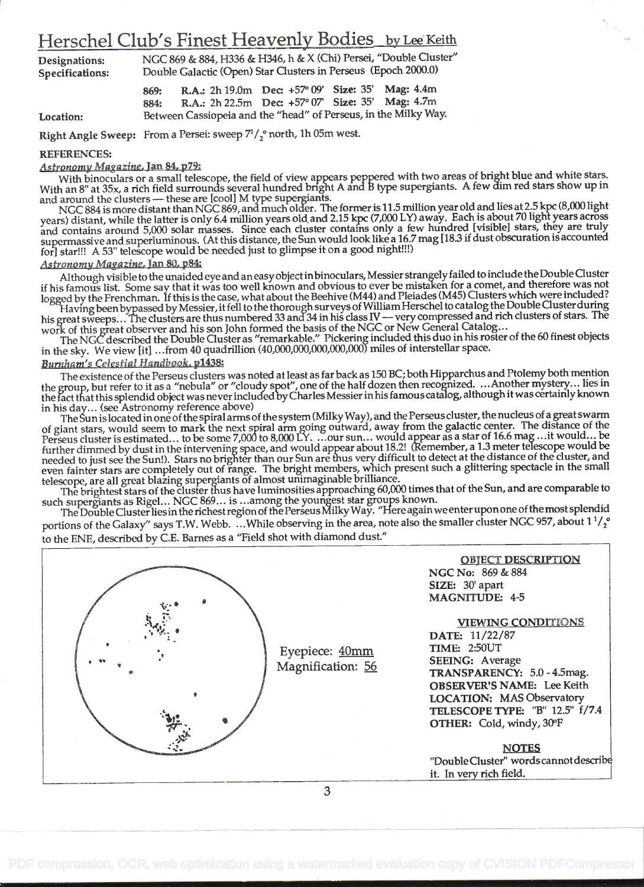# Herschel Club's Finest Heavenly Bodies by Lee Keith

**Designations:** NGC 869 & 884, H336 & H346, h & X (Chi) Persei, "Double Cluster"

**Specifications:** Double Galactic (Open) Star Clusters in Perseus (Epoch 2000.0)

| | | | | |
|---|---|---|---|---|
| 869: | R.A.: 2h 19.0m | Dec: +57° 09' | Size: 35' | Mag: 4.4m |
| 884: | R.A.: 2h 22.5m | Dec: +57° 07' | Size: 35' | Mag: 4.7m |

**Location:** Between Cassiopeia and the "head" of Perseus, in the Milky Way.

**Right Angle Sweep:** From a Persei: sweep 7 1/2° north, 1h 05m west.

**REFERENCES:**

*Astronomy Magazine, Jan 84, p79:*

With binoculars or a small telescope, the field of view appears peppered with two areas of bright blue and white stars. With an 8" at 35x, a rich field surrounds several hundred bright A and B type supergiants. A few dim red stars show up in and around the clusters — these are [cool] M type supergiants.

NGC 884 is more distant than NGC 869, and much older. The former is 11.5 million year old and lies at 2.5 kpc (8,000 light years) distant, while the latter is only 6.4 million years old and 2.15 kpc (7,000 LY) away. Each is about 70 light years across and contains around 5,000 solar masses. Since each cluster contains only a few hundred [visible] stars, they are truly supermassive and superluminous. (At this distance, the Sun would look like a 16.7 mag [18.3 if dust obscuration is accounted for] star!!! A 53" telescope would be needed just to glimpse it on a good night!!!)

*Astronomy Magazine, Jan 80, p84:*

Although visible to the unaided eye and an easy object in binoculars, Messier strangely failed to include the Double Cluster if his famous list. Some say that it was too well known and obvious to ever be mistaken for a comet, and therefore was not logged by the Frenchman. If this is the case, what about the Beehive (M44) and Pleiades (M45) Clusters which were included?

Having been bypassed by Messier, it fell to the thorough surveys of William Herschel to catalog the Double Cluster during his great sweeps... The clusters are thus numbered 33 and 34 in his class IV — very compressed and rich clusters of stars. The work of this great observer and his son John formed the basis of the NGC or New General Catalog...

The NGC described the Double Cluster as "remarkable." Pickering included this duo in his roster of the 60 finest objects in the sky. We view [it] ...from 40 quadrillion (40,000,000,000,000,000) miles of interstellar space.

*Burnham's Celestial Handbook, p1438:*

The existence of the Perseus clusters was noted at least as far back as 150 BC; both Hipparchus and Ptolemy both mention the group, but refer to it as a "nebula" or "cloudy spot", one of the half dozen then recognized. ...Another mystery... lies in the fact that this splendid object was never included by Charles Messier in his famous catalog, although it was certainly known in his day... (see Astronomy reference above)

The Sun is located in one of the spiral arms of the system (Milky Way), and the Perseus cluster, the nucleus of a great swarm of giant stars, would seem to mark the next spiral arm going outward, away from the galactic center. The distance of the Perseus cluster is estimated... to be some 7,000 to 8,000 LY. ...our sun... would appear as a star of 16.6 mag ...it would... be further dimmed by dust in the intervening space, and would appear about 18.2! (Remember, a 1.3 meter telescope would be needed to just see the Sun!). Stars no brighter than our Sun are thus very difficult to detect at the distance of the cluster, and even fainter stars are completely out of range. The bright members, which present such a glittering spectacle in the small telescope, are all great blazing supergiants of almost unimaginable brilliance.

The brightest stars of the cluster thus have luminosities approaching 60,000 times that of the Sun, and are comparable to such supergiants as Rigel... NGC 869... is ...among the youngest star groups known.

The Double Cluster lies in the richest region of the Perseus Milky Way. "Here again we enter upon one of the most splendid portions of the Galaxy" says T.W. Webb. ...While observing in the area, note also the smaller cluster NGC 957, about 1 1/2° to the ENE, described by C.E. Barnes as a "Field shot with diamond dust."

Eyepiece: 40mm
Magnification: 56

**OBJECT DESCRIPTION**

**NGC No:** 869 & 884
**SIZE:** 30' apart
**MAGNITUDE:** 4-5

**VIEWING CONDITIONS**

**DATE:** 11/22/87
**TIME:** 2:50UT
**SEEING:** Average
**TRANSPARENCY:** 5.0 - 4.5mag.
**OBSERVER'S NAME:** Lee Keith
**LOCATION:** MAS Observatory
**TELESCOPE TYPE:** "B" 12.5" f/7.4
**OTHER:** Cold, windy, 30°F

**NOTES**

"Double Cluster" words cannot describe it. In very rich field.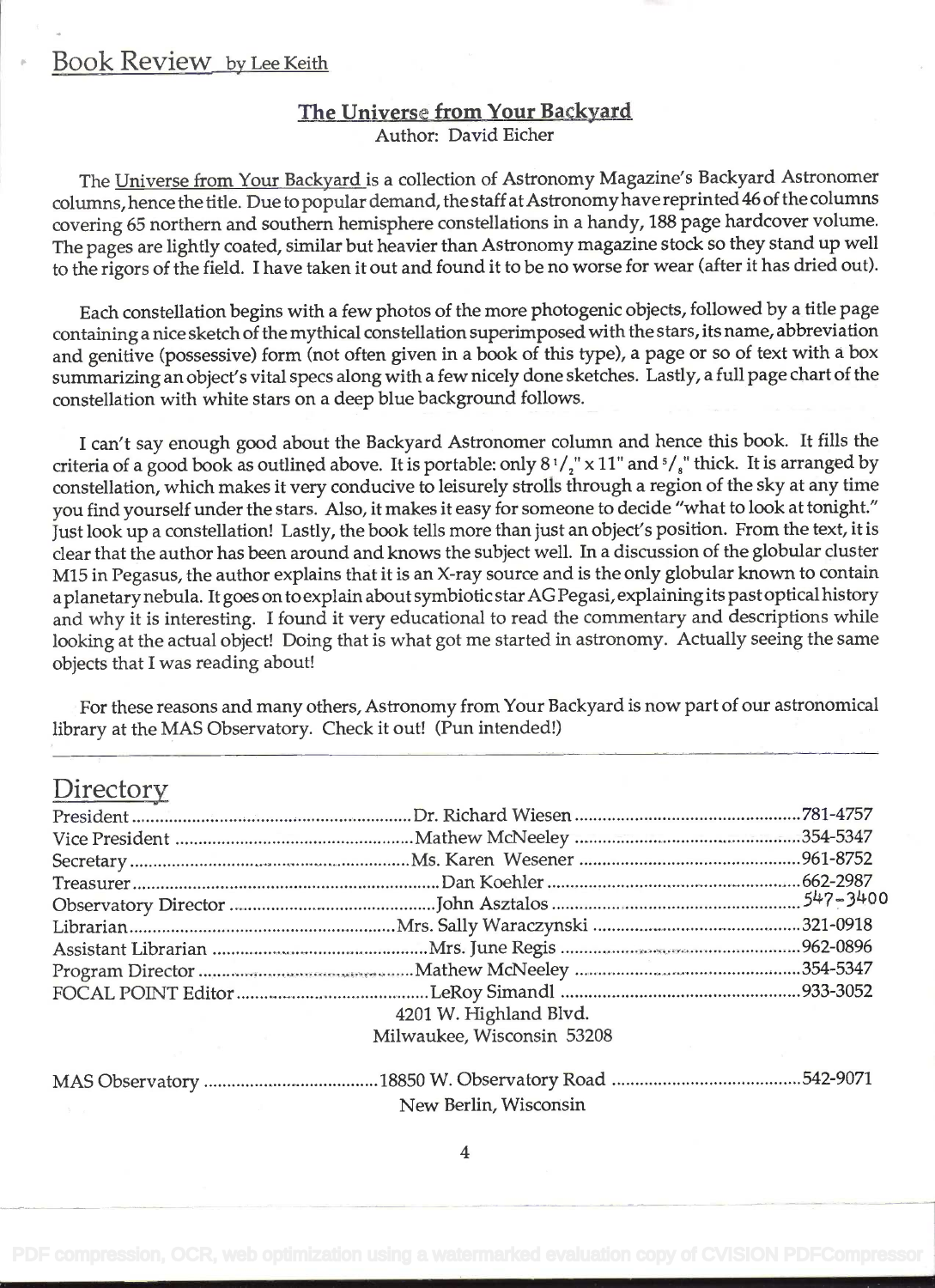## Book Review by Lee Keith

### The Universe from Your Backyard

Author: David Eicher

The Universe from Your Backyard is a collection of Astronomy Magazine's Backyard Astronomer columns, hence the title. Due to popular demand, the staff at Astronomy have reprinted 46 of the columns covering 65 northern and southern hemisphere constellations in a handy, 188 page hardcover volume. The pages are lightly coated, similar but heavier than Astronomy magazine stock so they stand up well to the rigors of the field. I have taken it out and found it to be no worse for wear (after it has dried out).

Each constellation begins with a few photos of the more photogenic objects, followed by a title page containing a nice sketch of the mythical constellation superimposed with the stars, its name, abbreviation and genitive (possessive) form (not often given in a book of this type), a page or so of text with a box summarizing an object's vital specs along with a few nicely done sketches. Lastly, a full page chart of the constellation with white stars on a deep blue background follows.

I can't say enough good about the Backyard Astronomer column and hence this book. It fills the criteria of a good book as outlined above. It is portable: only 8 1/2" x 11" and 5/8" thick. It is arranged by constellation, which makes it very conducive to leisurely strolls through a region of the sky at any time you find yourself under the stars. Also, it makes it easy for someone to decide "what to look at tonight." Just look up a constellation! Lastly, the book tells more than just an object's position. From the text, it is clear that the author has been around and knows the subject well. In a discussion of the globular cluster M15 in Pegasus, the author explains that it is an X-ray source and is the only globular known to contain a planetary nebula. It goes on to explain about symbiotic star AG Pegasi, explaining its past optical history and why it is interesting. I found it very educational to read the commentary and descriptions while looking at the actual object! Doing that is what got me started in astronomy. Actually seeing the same objects that I was reading about!

For these reasons and many others, Astronomy from Your Backyard is now part of our astronomical library at the MAS Observatory. Check it out! (Pun intended!)

## Directory

| | | |
|---|---|---|
| President | Dr. Richard Wiesen | 781-4757 |
| Vice President | Mathew McNeeley | 354-5347 |
| Secretary | Ms. Karen Wesener | 961-8752 |
| Treasurer | Dan Koehler | 662-2987 |
| Observatory Director | John Asztalos | 547-3400 |
| Librarian | Mrs. Sally Waraczynski | 321-0918 |
| Assistant Librarian | Mrs. June Regis | 962-0896 |
| Program Director | Mathew McNeeley | 354-5347 |
| FOCAL POINT Editor | LeRoy Simandl | 933-3052 |

4201 W. Highland Blvd.
Milwaukee, Wisconsin 53208

| | | |
|---|---|---|
| MAS Observatory | 18850 W. Observatory Road | 542-9071 |

New Berlin, Wisconsin